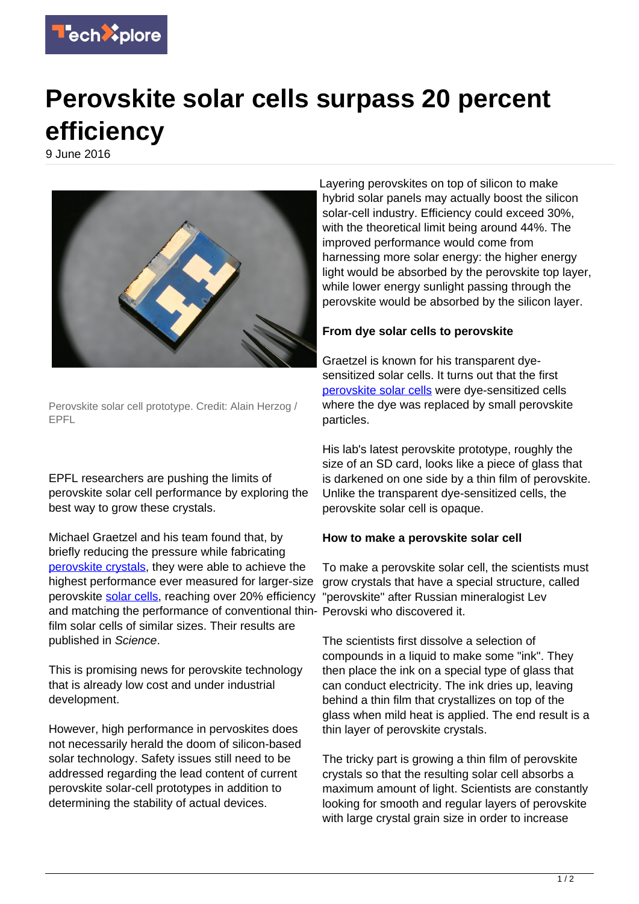# Perovskite solar cells surpass 20 percent efficiency

9 June 2016

Perovskite solar cell prototype. Credit: Alain Herzog / EPFL

EPFL researchers are pushing the limits of perovskite solar cell performance by exploring the best way to grow these crystals.

Michael Graetzel and his team found that, by briefly reducing the pressure while fabricating perovskite crystals, they were able to achieve the highest performance ever measured for larger-size perovskite solar cells, reaching over 20% efficiency and matching the performance of conventional thin-film solar cells of similar sizes. Their results are published in *Science*.

This is promising news for perovskite technology that is already low cost and under industrial development.

However, high performance in pervoskites does not necessarily herald the doom of silicon-based solar technology. Safety issues still need to be addressed regarding the lead content of current perovskite solar-cell prototypes in addition to determining the stability of actual devices.

Layering perovskites on top of silicon to make hybrid solar panels may actually boost the silicon solar-cell industry. Efficiency could exceed 30%, with the theoretical limit being around 44%. The improved performance would come from harnessing more solar energy: the higher energy light would be absorbed by the perovskite top layer, while lower energy sunlight passing through the perovskite would be absorbed by the silicon layer.

**From dye solar cells to perovskite**

Graetzel is known for his transparent dye-sensitized solar cells. It turns out that the first perovskite solar cells were dye-sensitized cells where the dye was replaced by small perovskite particles.

His lab's latest perovskite prototype, roughly the size of an SD card, looks like a piece of glass that is darkened on one side by a thin film of perovskite. Unlike the transparent dye-sensitized cells, the perovskite solar cell is opaque.

**How to make a perovskite solar cell**

To make a perovskite solar cell, the scientists must grow crystals that have a special structure, called "perovskite" after Russian mineralogist Lev Perovski who discovered it.

The scientists first dissolve a selection of compounds in a liquid to make some "ink". They then place the ink on a special type of glass that can conduct electricity. The ink dries up, leaving behind a thin film that crystallizes on top of the glass when mild heat is applied. The end result is a thin layer of perovskite crystals.

The tricky part is growing a thin film of perovskite crystals so that the resulting solar cell absorbs a maximum amount of light. Scientists are constantly looking for smooth and regular layers of perovskite with large crystal grain size in order to increase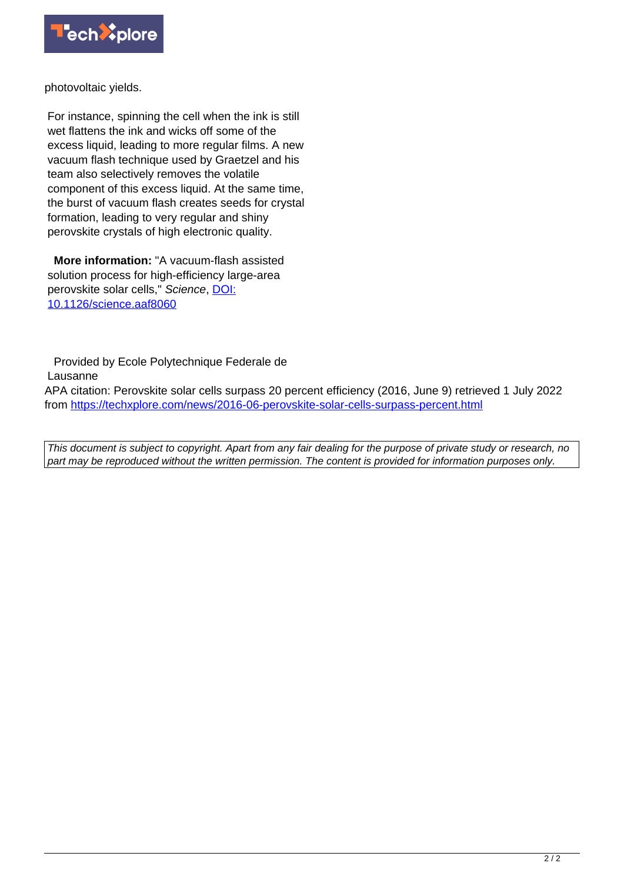photovoltaic yields.

For instance, spinning the cell when the ink is still wet flattens the ink and wicks off some of the excess liquid, leading to more regular films. A new vacuum flash technique used by Graetzel and his team also selectively removes the volatile component of this excess liquid. At the same time, the burst of vacuum flash creates seeds for crystal formation, leading to very regular and shiny perovskite crystals of high electronic quality.

**More information:** "A vacuum-flash assisted solution process for high-efficiency large-area perovskite solar cells," *Science*, [DOI: 10.1126/science.aaf8060](DOI: 10.1126/science.aaf8060)

Provided by Ecole Polytechnique Federale de Lausanne

APA citation: Perovskite solar cells surpass 20 percent efficiency (2016, June 9) retrieved 1 July 2022 from https://techxplore.com/news/2016-06-perovskite-solar-cells-surpass-percent.html

*This document is subject to copyright. Apart from any fair dealing for the purpose of private study or research, no part may be reproduced without the written permission. The content is provided for information purposes only.*